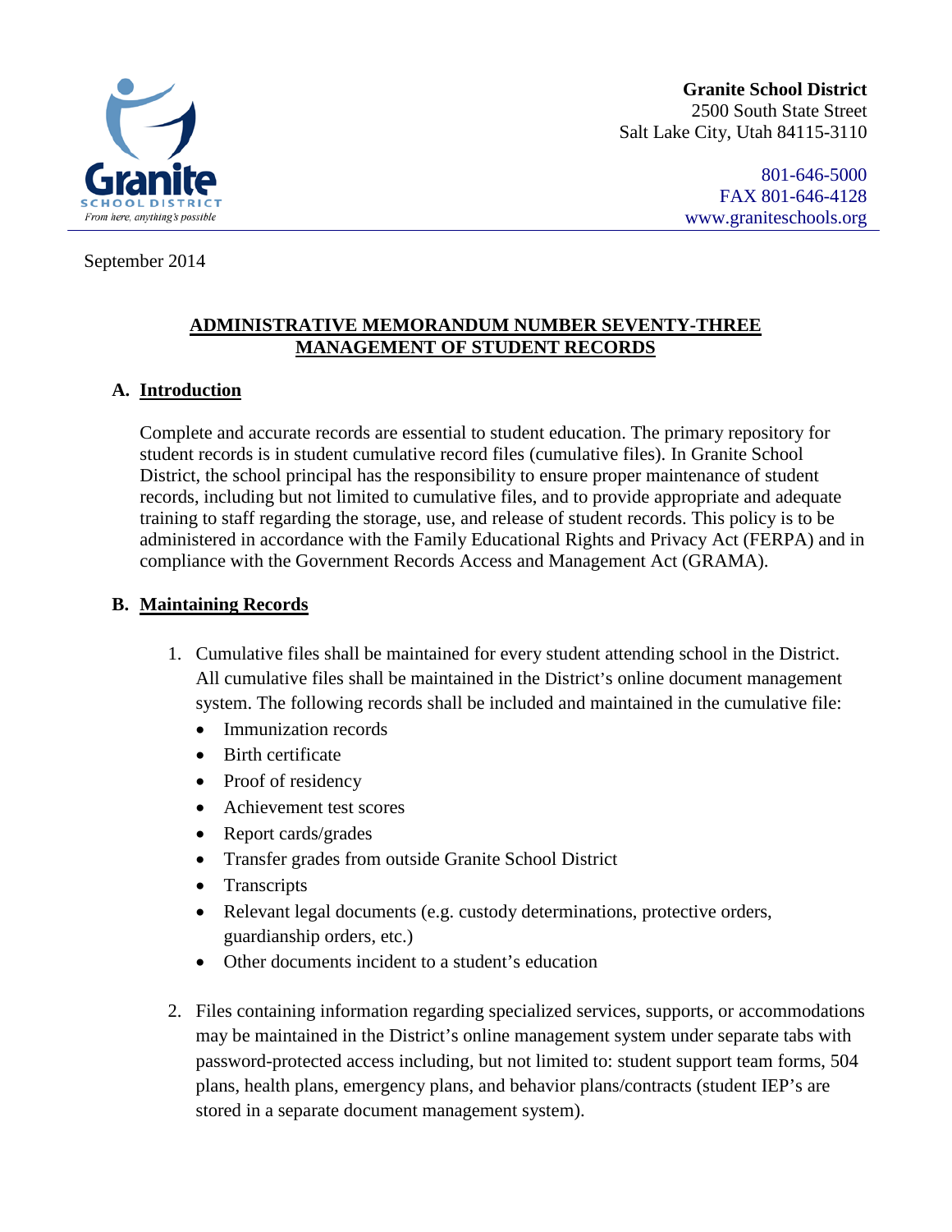Granite School District
2500 South State Street
Salt Lake City, Utah 84115-3110

801-646-5000
FAX 801-646-4128
www.graniteschools.org

September 2014

# ADMINISTRATIVE MEMORANDUM NUMBER SEVENTY-THREE
# MANAGEMENT OF STUDENT RECORDS

## A. Introduction

Complete and accurate records are essential to student education. The primary repository for student records is in student cumulative record files (cumulative files). In Granite School District, the school principal has the responsibility to ensure proper maintenance of student records, including but not limited to cumulative files, and to provide appropriate and adequate training to staff regarding the storage, use, and release of student records. This policy is to be administered in accordance with the Family Educational Rights and Privacy Act (FERPA) and in compliance with the Government Records Access and Management Act (GRAMA).

## B. Maintaining Records

1. Cumulative files shall be maintained for every student attending school in the District. All cumulative files shall be maintained in the District's online document management system. The following records shall be included and maintained in the cumulative file:
   - Immunization records
   - Birth certificate
   - Proof of residency
   - Achievement test scores
   - Report cards/grades
   - Transfer grades from outside Granite School District
   - Transcripts
   - Relevant legal documents (e.g. custody determinations, protective orders, guardianship orders, etc.)
   - Other documents incident to a student's education

2. Files containing information regarding specialized services, supports, or accommodations may be maintained in the District's online management system under separate tabs with password-protected access including, but not limited to: student support team forms, 504 plans, health plans, emergency plans, and behavior plans/contracts (student IEP's are stored in a separate document management system).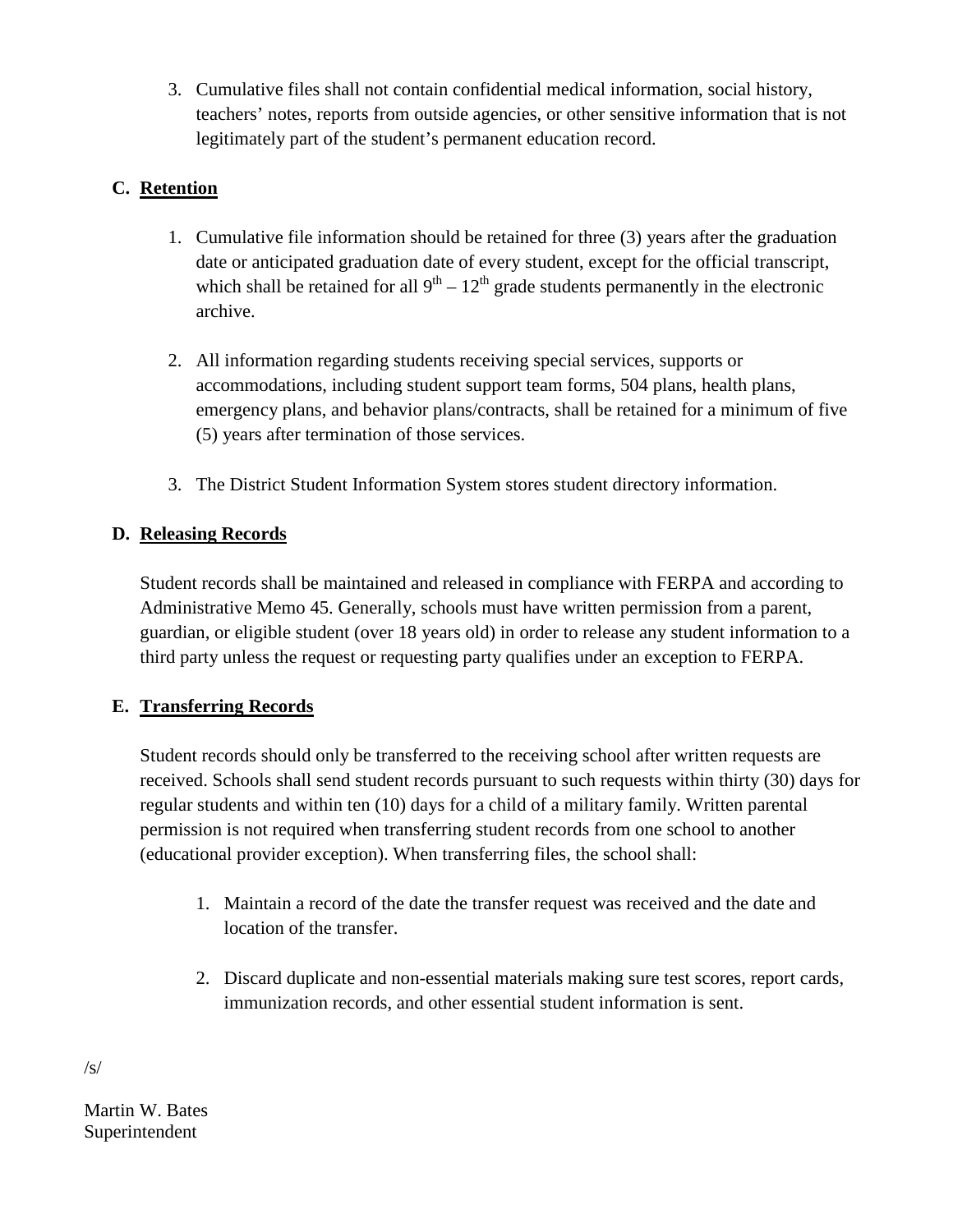3. Cumulative files shall not contain confidential medical information, social history, teachers' notes, reports from outside agencies, or other sensitive information that is not legitimately part of the student's permanent education record.

**C. Retention**

1. Cumulative file information should be retained for three (3) years after the graduation date or anticipated graduation date of every student, except for the official transcript, which shall be retained for all $9^{th}$ – $12^{th}$ grade students permanently in the electronic archive.

2. All information regarding students receiving special services, supports or accommodations, including student support team forms, 504 plans, health plans, emergency plans, and behavior plans/contracts, shall be retained for a minimum of five (5) years after termination of those services.

3. The District Student Information System stores student directory information.

**D. Releasing Records**

Student records shall be maintained and released in compliance with FERPA and according to Administrative Memo 45. Generally, schools must have written permission from a parent, guardian, or eligible student (over 18 years old) in order to release any student information to a third party unless the request or requesting party qualifies under an exception to FERPA.

**E. Transferring Records**

Student records should only be transferred to the receiving school after written requests are received. Schools shall send student records pursuant to such requests within thirty (30) days for regular students and within ten (10) days for a child of a military family. Written parental permission is not required when transferring student records from one school to another (educational provider exception). When transferring files, the school shall:

1. Maintain a record of the date the transfer request was received and the date and location of the transfer.

2. Discard duplicate and non-essential materials making sure test scores, report cards, immunization records, and other essential student information is sent.

/s/

Martin W. Bates
Superintendent